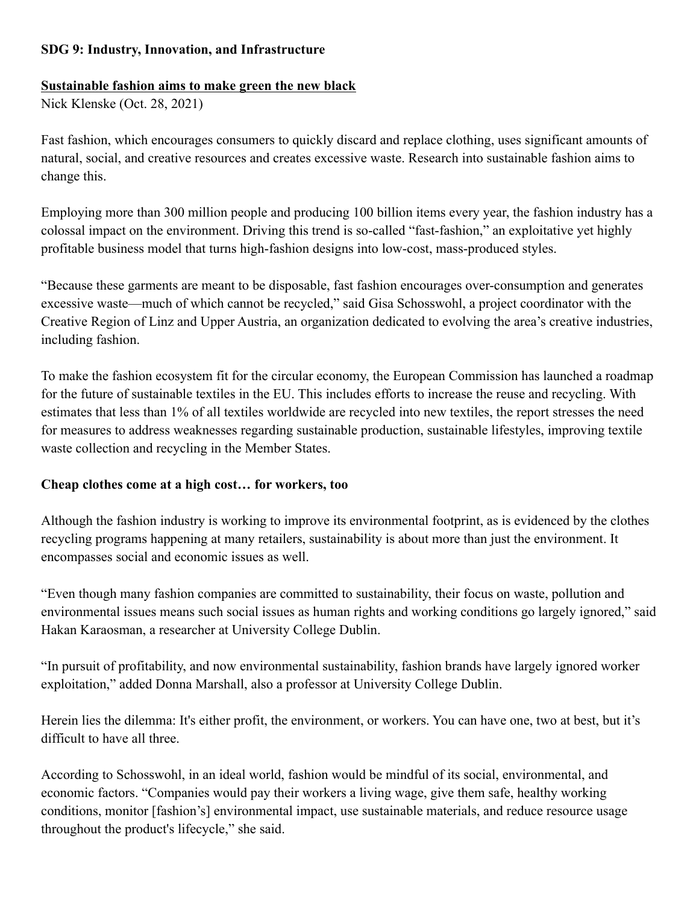**SDG 9: Industry, Innovation, and Infrastructure**

**Sustainable fashion aims to make green the new black**

Nick Klenske (Oct. 28, 2021)

Fast fashion, which encourages consumers to quickly discard and replace clothing, uses significant amounts of natural, social, and creative resources and creates excessive waste. Research into sustainable fashion aims to change this.

Employing more than 300 million people and producing 100 billion items every year, the fashion industry has a colossal impact on the environment. Driving this trend is so-called "fast-fashion," an exploitative yet highly profitable business model that turns high-fashion designs into low-cost, mass-produced styles.

"Because these garments are meant to be disposable, fast fashion encourages over-consumption and generates excessive waste—much of which cannot be recycled," said Gisa Schosswohl, a project coordinator with the Creative Region of Linz and Upper Austria, an organization dedicated to evolving the area's creative industries, including fashion.

To make the fashion ecosystem fit for the circular economy, the European Commission has launched a roadmap for the future of sustainable textiles in the EU. This includes efforts to increase the reuse and recycling. With estimates that less than 1% of all textiles worldwide are recycled into new textiles, the report stresses the need for measures to address weaknesses regarding sustainable production, sustainable lifestyles, improving textile waste collection and recycling in the Member States.

**Cheap clothes come at a high cost… for workers, too**

Although the fashion industry is working to improve its environmental footprint, as is evidenced by the clothes recycling programs happening at many retailers, sustainability is about more than just the environment. It encompasses social and economic issues as well.

"Even though many fashion companies are committed to sustainability, their focus on waste, pollution and environmental issues means such social issues as human rights and working conditions go largely ignored," said Hakan Karaosman, a researcher at University College Dublin.

"In pursuit of profitability, and now environmental sustainability, fashion brands have largely ignored worker exploitation," added Donna Marshall, also a professor at University College Dublin.

Herein lies the dilemma: It's either profit, the environment, or workers. You can have one, two at best, but it's difficult to have all three.

According to Schosswohl, in an ideal world, fashion would be mindful of its social, environmental, and economic factors. "Companies would pay their workers a living wage, give them safe, healthy working conditions, monitor [fashion's] environmental impact, use sustainable materials, and reduce resource usage throughout the product's lifecycle," she said.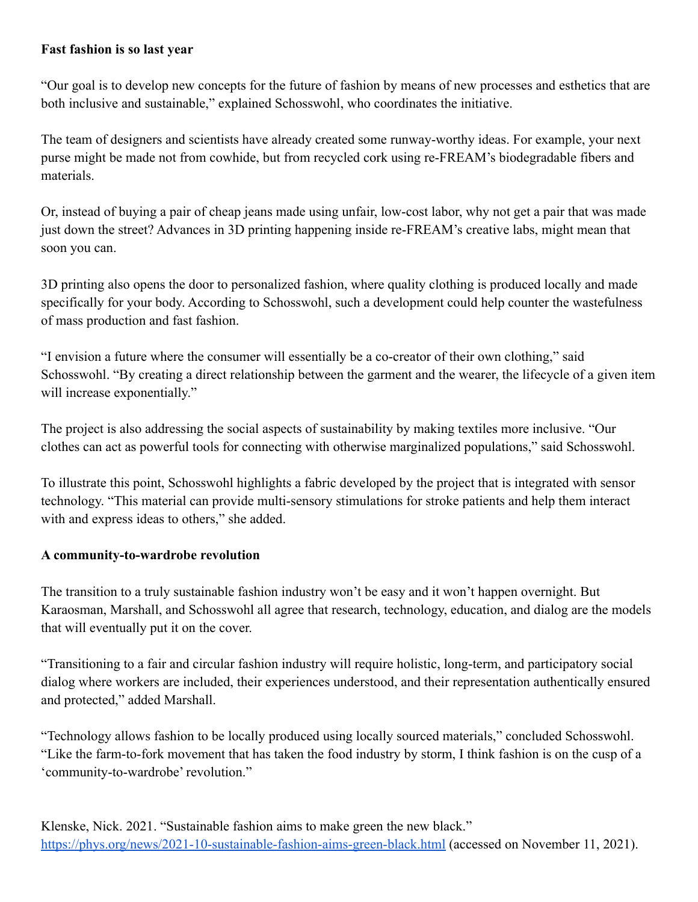**Fast fashion is so last year**

"Our goal is to develop new concepts for the future of fashion by means of new processes and esthetics that are both inclusive and sustainable," explained Schosswohl, who coordinates the initiative.

The team of designers and scientists have already created some runway-worthy ideas. For example, your next purse might be made not from cowhide, but from recycled cork using re-FREAM's biodegradable fibers and materials.

Or, instead of buying a pair of cheap jeans made using unfair, low-cost labor, why not get a pair that was made just down the street? Advances in 3D printing happening inside re-FREAM's creative labs, might mean that soon you can.

3D printing also opens the door to personalized fashion, where quality clothing is produced locally and made specifically for your body. According to Schosswohl, such a development could help counter the wastefulness of mass production and fast fashion.

"I envision a future where the consumer will essentially be a co-creator of their own clothing," said Schosswohl. "By creating a direct relationship between the garment and the wearer, the lifecycle of a given item will increase exponentially."

The project is also addressing the social aspects of sustainability by making textiles more inclusive. "Our clothes can act as powerful tools for connecting with otherwise marginalized populations," said Schosswohl.

To illustrate this point, Schosswohl highlights a fabric developed by the project that is integrated with sensor technology. "This material can provide multi-sensory stimulations for stroke patients and help them interact with and express ideas to others," she added.

**A community-to-wardrobe revolution**

The transition to a truly sustainable fashion industry won't be easy and it won't happen overnight. But Karaosman, Marshall, and Schosswohl all agree that research, technology, education, and dialog are the models that will eventually put it on the cover.

"Transitioning to a fair and circular fashion industry will require holistic, long-term, and participatory social dialog where workers are included, their experiences understood, and their representation authentically ensured and protected," added Marshall.

"Technology allows fashion to be locally produced using locally sourced materials," concluded Schosswohl. "Like the farm-to-fork movement that has taken the food industry by storm, I think fashion is on the cusp of a 'community-to-wardrobe' revolution."

Klenske, Nick. 2021. "Sustainable fashion aims to make green the new black." https://phys.org/news/2021-10-sustainable-fashion-aims-green-black.html (accessed on November 11, 2021).